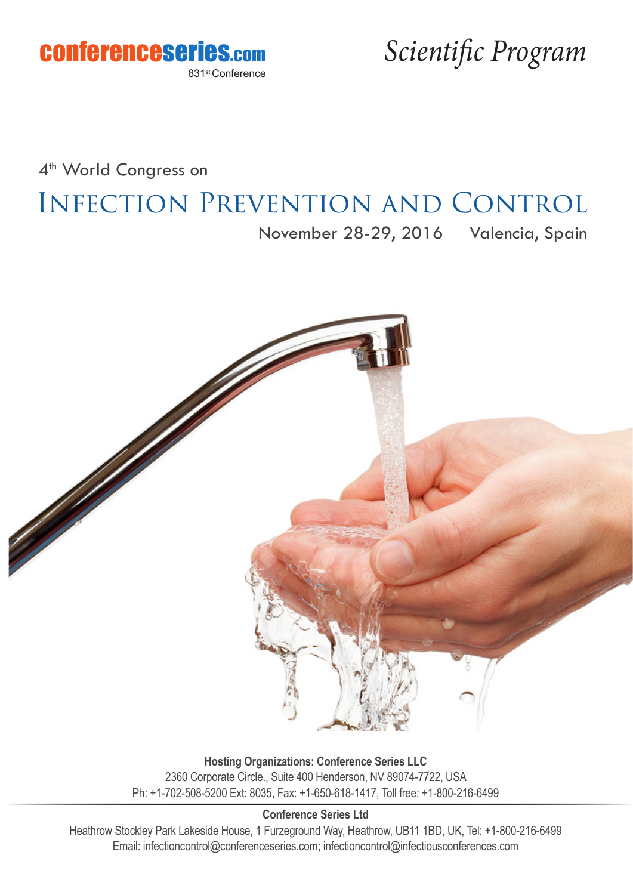conferenceseries.com
831st Conference

*Scientific Program*

4th World Congress on

# Infection Prevention and Control

November 28-29, 2016 Valencia, Spain

**Hosting Organizations: Conference Series LLC**

2360 Corporate Circle., Suite 400 Henderson, NV 89074-7722, USA

Ph: +1-702-508-5200 Ext: 8035, Fax: +1-650-618-1417, Toll free: +1-800-216-6499

**Conference Series Ltd**

Heathrow Stockley Park Lakeside House, 1 Furzeground Way, Heathrow, UB11 1BD, UK, Tel: +1-800-216-6499

Email: infectioncontrol@conferenceseries.com; infectioncontrol@infectiousconferences.com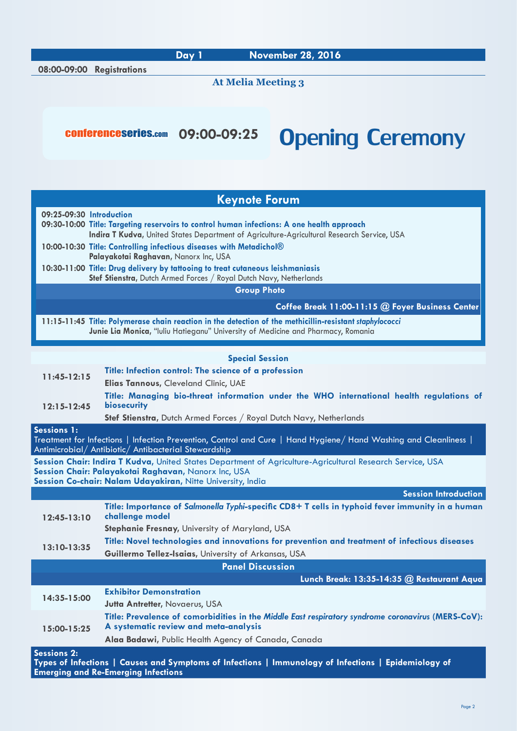## Day 1 November 28, 2016

**08:00-09:00 Registrations**

**At Melia Meeting 3**

conferenceseries.com **09:00-09:25** 

# Opening Ceremony

## Keynote Forum

**09:25-09:30 Introduction**

**09:30-10:00 Title: Targeting reservoirs to control human infections: A one health approach**
**Indira T Kudva,** United States Department of Agriculture-Agricultural Research Service, USA

**10:00-10:30 Title: Controlling infectious diseases with Metadichol®**
**Palayakotai Raghavan,** Nanorx Inc, USA

**10:30-11:00 Title: Drug delivery by tattooing to treat cutaneous leishmaniasis**
**Stef Stienstra,** Dutch Armed Forces / Royal Dutch Navy, Netherlands

**Group Photo**

**Coffee Break 11:00-11:15 @ Foyer Business Center**

**11:15-11:45 Title: Polymerase chain reaction in the detection of the methicillin-resistant *staphylococci***
**Junie Lia Monica,** "Iuliu Hatieganu" University of Medicine and Pharmacy, Romania

## Special Session

**11:45-12:15 Title: Infection control: The science of a profession**
**Elias Tannous,** Cleveland Clinic, UAE

**12:15-12:45 Title: Managing bio-threat information under the WHO international health regulations of biosecurity**
**Stef Stienstra,** Dutch Armed Forces / Royal Dutch Navy, Netherlands

**Sessions 1:**
Treatment for Infections | Infection Prevention, Control and Cure | Hand Hygiene/ Hand Washing and Cleanliness | Antimicrobial/ Antibiotic/ Antibacterial Stewardship

**Session Chair: Indira T Kudva,** United States Department of Agriculture-Agricultural Research Service, USA
**Session Chair: Palayakotai Raghavan,** Nanorx Inc, USA
**Session Co-chair: Nalam Udayakiran,** Nitte University, India

**Session Introduction**

**12:45-13:10 Title: Importance of *Salmonella Typhi*-specific CD8+ T cells in typhoid fever immunity in a human challenge model**
**Stephanie Fresnay,** University of Maryland, USA

**13:10-13:35 Title: Novel technologies and innovations for prevention and treatment of infectious diseases**
**Guillermo Tellez-Isaias,** University of Arkansas, USA

**Panel Discussion**

**Lunch Break: 13:35-14:35 @ Restaurant Aqua**

**14:35-15:00 Exhibitor Demonstration**
**Jutta Antretter,** Novaerus, USA

**15:00-15:25 Title: Prevalence of comorbidities in the *Middle East respiratory syndrome coronavirus* (MERS-CoV): A systematic review and meta-analysis**
**Alaa Badawi,** Public Health Agency of Canada, Canada

**Sessions 2:**
**Types of Infections | Causes and Symptoms of Infections | Immunology of Infections | Epidemiology of Emerging and Re-Emerging Infections**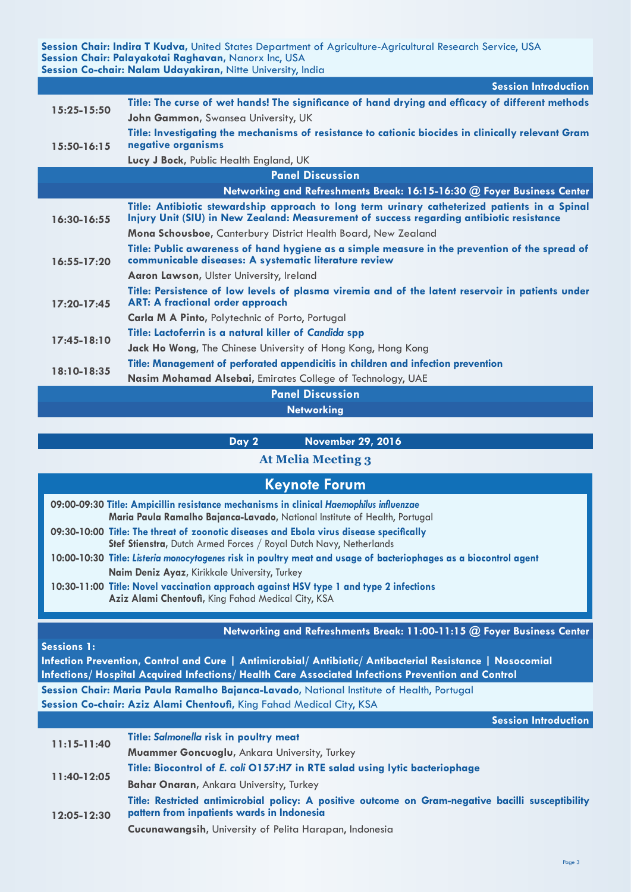**Session Chair: Indira T Kudva,** United States Department of Agriculture-Agricultural Research Service, USA
**Session Chair: Palayakotai Raghavan,** Nanorx Inc, USA
**Session Co-chair: Nalam Udayakiran,** Nitte University, India

**Session Introduction**

| | |
|---|---|
| 15:25-15:50 | **Title: The curse of wet hands! The significance of hand drying and efficacy of different methods** **John Gammon**, Swansea University, UK |
| 15:50-16:15 | **Title: Investigating the mechanisms of resistance to cationic biocides in clinically relevant Gram negative organisms** **Lucy J Bock**, Public Health England, UK |

**Panel Discussion**

**Networking and Refreshments Break: 16:15-16:30 @ Foyer Business Center**

| | |
|---|---|
| 16:30-16:55 | **Title: Antibiotic stewardship approach to long term urinary catheterized patients in a Spinal Injury Unit (SIU) in New Zealand: Measurement of success regarding antibiotic resistance** **Mona Schousboe**, Canterbury District Health Board, New Zealand |
| 16:55-17:20 | **Title: Public awareness of hand hygiene as a simple measure in the prevention of the spread of communicable diseases: A systematic literature review** **Aaron Lawson**, Ulster University, Ireland |
| 17:20-17:45 | **Title: Persistence of low levels of plasma viremia and of the latent reservoir in patients under ART: A fractional order approach** **Carla M A Pinto**, Polytechnic of Porto, Portugal |
| 17:45-18:10 | **Title: Lactoferrin is a natural killer of *Candida* spp** **Jack Ho Wong**, The Chinese University of Hong Kong, Hong Kong |
| 18:10-18:35 | **Title: Management of perforated appendicitis in children and infection prevention** **Nasim Mohamad Alsebai**, Emirates College of Technology, UAE |

**Panel Discussion**

**Networking**

## Day 2 November 29, 2016

### At Melia Meeting 3

## Keynote Forum

| | |
|---|---|
| 09:00-09:30 | **Title: Ampicillin resistance mechanisms in clinical *Haemophilus influenzae*** **Maria Paula Ramalho Bajanca-Lavado**, National Institute of Health, Portugal |
| 09:30-10:00 | **Title: The threat of zoonotic diseases and Ebola virus disease specifically** **Stef Stienstra**, Dutch Armed Forces / Royal Dutch Navy, Netherlands |
| 10:00-10:30 | **Title: *Listeria monocytogenes* risk in poultry meat and usage of bacteriophages as a biocontrol agent** **Naim Deniz Ayaz**, Kirikkale University, Turkey |
| 10:30-11:00 | **Title: Novel vaccination approach against HSV type 1 and type 2 infections** **Aziz Alami Chentoufi**, King Fahad Medical City, KSA |

**Networking and Refreshments Break: 11:00-11:15 @ Foyer Business Center**

**Sessions 1:**
**Infection Prevention, Control and Cure | Antimicrobial/ Antibiotic/ Antibacterial Resistance | Nosocomial Infections/ Hospital Acquired Infections/ Health Care Associated Infections Prevention and Control**

**Session Chair: Maria Paula Ramalho Bajanca-Lavado,** National Institute of Health, Portugal
**Session Co-chair: Aziz Alami Chentoufi,** King Fahad Medical City, KSA

**Session Introduction**

| | |
|---|---|
| 11:15-11:40 | **Title: *Salmonella* risk in poultry meat** **Muammer Goncuoglu**, Ankara University, Turkey |
| 11:40-12:05 | **Title: Biocontrol of *E. coli* O157:H7 in RTE salad using lytic bacteriophage** **Bahar Onaran**, Ankara University, Turkey |
| 12:05-12:30 | **Title: Restricted antimicrobial policy: A positive outcome on Gram-negative bacilli susceptibility pattern from inpatients wards in Indonesia** **Cucunawangsih**, University of Pelita Harapan, Indonesia |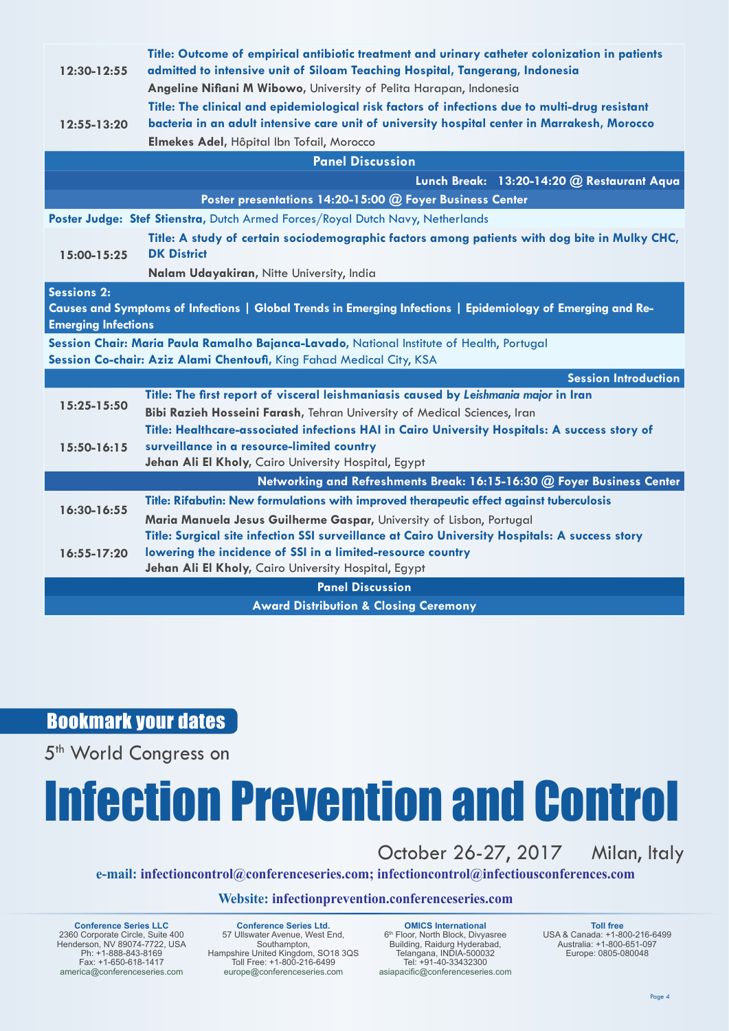| | |
|---|---|
| 12:30-12:55 | **Title: Outcome of empirical antibiotic treatment and urinary catheter colonization in patients admitted to intensive unit of Siloam Teaching Hospital, Tangerang, Indonesia**<br>**Angeline Nifiani M Wibowo,** University of Pelita Harapan, Indonesia |
| 12:55-13:20 | **Title: The clinical and epidemiological risk factors of infections due to multi-drug resistant bacteria in an adult intensive care unit of university hospital center in Marrakesh, Morocco**<br>**Elmekes Adel,** Hôpital Ibn Tofail, Morocco |
| **Panel Discussion** | |
| **Lunch Break: 13:20-14:20 @ Restaurant Aqua** | |
| **Poster presentations 14:20-15:00 @ Foyer Business Center** | |
| **Poster Judge: Stef Stienstra,** Dutch Armed Forces/Royal Dutch Navy, Netherlands | |
| 15:00-15:25 | **Title: A study of certain sociodemographic factors among patients with dog bite in Mulky CHC, DK District**<br>**Nalam Udayakiran,** Nitte University, India |
| **Sessions 2:**<br>**Causes and Symptoms of Infections \| Global Trends in Emerging Infections \| Epidemiology of Emerging and Re-Emerging Infections** | |
| **Session Chair: Maria Paula Ramalho Bajanca-Lavado,** National Institute of Health, Portugal<br>**Session Co-chair: Aziz Alami Chentoufi,** King Fahad Medical City, KSA | |
| **Session Introduction** | |
| 15:25-15:50 | **Title: The first report of visceral leishmaniasis caused by *Leishmania major* in Iran**<br>**Bibi Razieh Hosseini Farash,** Tehran University of Medical Sciences, Iran |
| 15:50-16:15 | **Title: Healthcare-associated infections HAI in Cairo University Hospitals: A success story of surveillance in a resource-limited country**<br>**Jehan Ali El Kholy,** Cairo University Hospital, Egypt |
| **Networking and Refreshments Break: 16:15-16:30 @ Foyer Business Center** | |
| 16:30-16:55 | **Title: Rifabutin: New formulations with improved therapeutic effect against tuberculosis**<br>**Maria Manuela Jesus Guilherme Gaspar,** University of Lisbon, Portugal |
| 16:55-17:20 | **Title: Surgical site infection SSI surveillance at Cairo University Hospitals: A success story lowering the incidence of SSI in a limited-resource country**<br>**Jehan Ali El Kholy,** Cairo University Hospital, Egypt |
| **Panel Discussion** | |
| **Award Distribution & Closing Ceremony** | |

## Bookmark your dates

5th World Congress on

# Infection Prevention and Control

October 26-27, 2017 Milan, Italy

**e-mail: infectioncontrol@conferenceseries.com; infectioncontrol@infectiousconferences.com**

**Website: infectionprevention.conferenceseries.com**

**Conference Series LLC**
2360 Corporate Circle, Suite 400
Henderson, NV 89074-7722, USA
Ph: +1-888-843-8169
Fax: +1-650-618-1417
america@conferenceseries.com

**Conference Series Ltd.**
57 Ullswater Avenue, West End,
Southampton,
Hampshire United Kingdom, SO18 3QS
Toll Free: +1-800-216-6499
europe@conferenceseries.com

**OMICS International**
6th Floor, North Block, Divyasree
Building, Raidurg Hyderabad,
Telangana, INDIA-500032
Tel: +91-40-33432300
asiapacific@conferenceseries.com

**Toll free**
USA & Canada: +1-800-216-6499
Australia: +1-800-651-097
Europe: 0805-080048